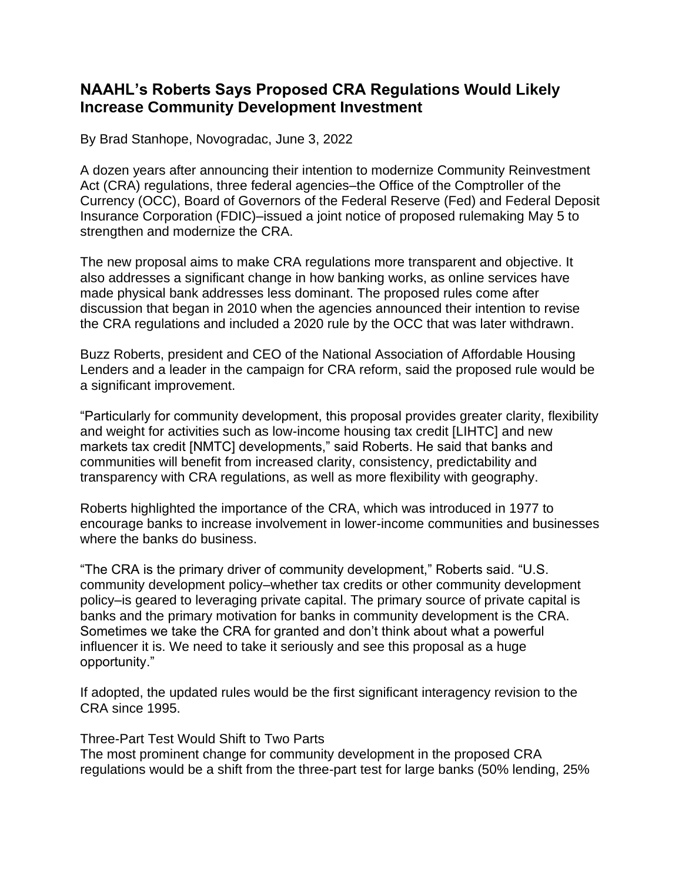# NAAHL's Roberts Says Proposed CRA Regulations Would Likely Increase Community Development Investment

By Brad Stanhope, Novogradac, June 3, 2022

A dozen years after announcing their intention to modernize Community Reinvestment Act (CRA) regulations, three federal agencies–the Office of the Comptroller of the Currency (OCC), Board of Governors of the Federal Reserve (Fed) and Federal Deposit Insurance Corporation (FDIC)–issued a joint notice of proposed rulemaking May 5 to strengthen and modernize the CRA.

The new proposal aims to make CRA regulations more transparent and objective. It also addresses a significant change in how banking works, as online services have made physical bank addresses less dominant. The proposed rules come after discussion that began in 2010 when the agencies announced their intention to revise the CRA regulations and included a 2020 rule by the OCC that was later withdrawn.

Buzz Roberts, president and CEO of the National Association of Affordable Housing Lenders and a leader in the campaign for CRA reform, said the proposed rule would be a significant improvement.

"Particularly for community development, this proposal provides greater clarity, flexibility and weight for activities such as low-income housing tax credit [LIHTC] and new markets tax credit [NMTC] developments," said Roberts. He said that banks and communities will benefit from increased clarity, consistency, predictability and transparency with CRA regulations, as well as more flexibility with geography.

Roberts highlighted the importance of the CRA, which was introduced in 1977 to encourage banks to increase involvement in lower-income communities and businesses where the banks do business.

"The CRA is the primary driver of community development," Roberts said. "U.S. community development policy–whether tax credits or other community development policy–is geared to leveraging private capital. The primary source of private capital is banks and the primary motivation for banks in community development is the CRA. Sometimes we take the CRA for granted and don't think about what a powerful influencer it is. We need to take it seriously and see this proposal as a huge opportunity."

If adopted, the updated rules would be the first significant interagency revision to the CRA since 1995.

## Three-Part Test Would Shift to Two Parts

The most prominent change for community development in the proposed CRA regulations would be a shift from the three-part test for large banks (50% lending, 25%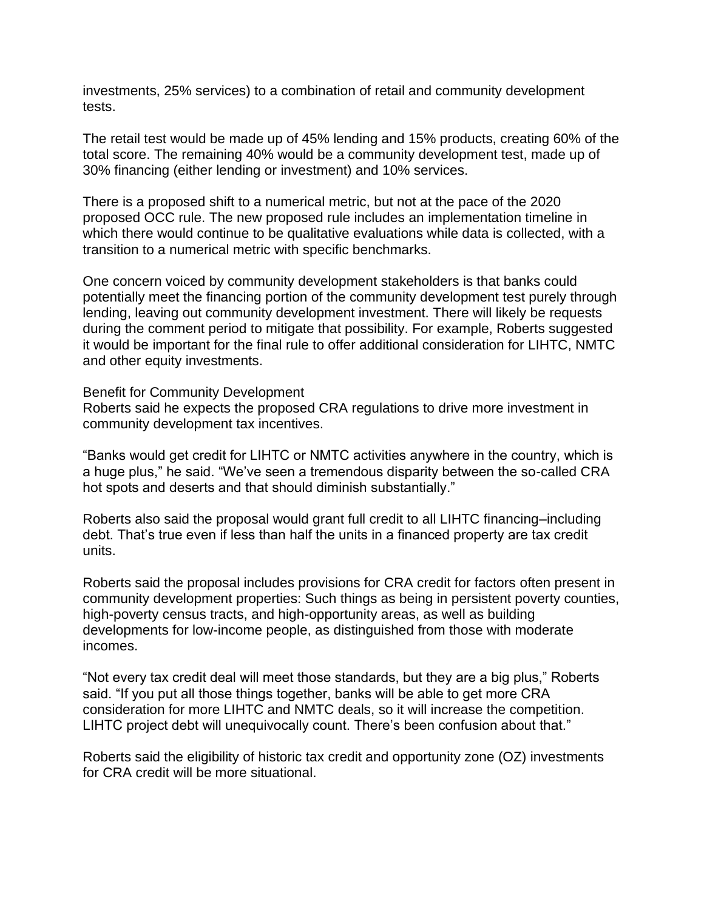investments, 25% services) to a combination of retail and community development tests.

The retail test would be made up of 45% lending and 15% products, creating 60% of the total score. The remaining 40% would be a community development test, made up of 30% financing (either lending or investment) and 10% services.

There is a proposed shift to a numerical metric, but not at the pace of the 2020 proposed OCC rule. The new proposed rule includes an implementation timeline in which there would continue to be qualitative evaluations while data is collected, with a transition to a numerical metric with specific benchmarks.

One concern voiced by community development stakeholders is that banks could potentially meet the financing portion of the community development test purely through lending, leaving out community development investment. There will likely be requests during the comment period to mitigate that possibility. For example, Roberts suggested it would be important for the final rule to offer additional consideration for LIHTC, NMTC and other equity investments.

## Benefit for Community Development

Roberts said he expects the proposed CRA regulations to drive more investment in community development tax incentives.

“Banks would get credit for LIHTC or NMTC activities anywhere in the country, which is a huge plus,” he said. “We’ve seen a tremendous disparity between the so-called CRA hot spots and deserts and that should diminish substantially.”

Roberts also said the proposal would grant full credit to all LIHTC financing–including debt. That’s true even if less than half the units in a financed property are tax credit units.

Roberts said the proposal includes provisions for CRA credit for factors often present in community development properties: Such things as being in persistent poverty counties, high-poverty census tracts, and high-opportunity areas, as well as building developments for low-income people, as distinguished from those with moderate incomes.

“Not every tax credit deal will meet those standards, but they are a big plus,” Roberts said. “If you put all those things together, banks will be able to get more CRA consideration for more LIHTC and NMTC deals, so it will increase the competition. LIHTC project debt will unequivocally count. There’s been confusion about that.”

Roberts said the eligibility of historic tax credit and opportunity zone (OZ) investments for CRA credit will be more situational.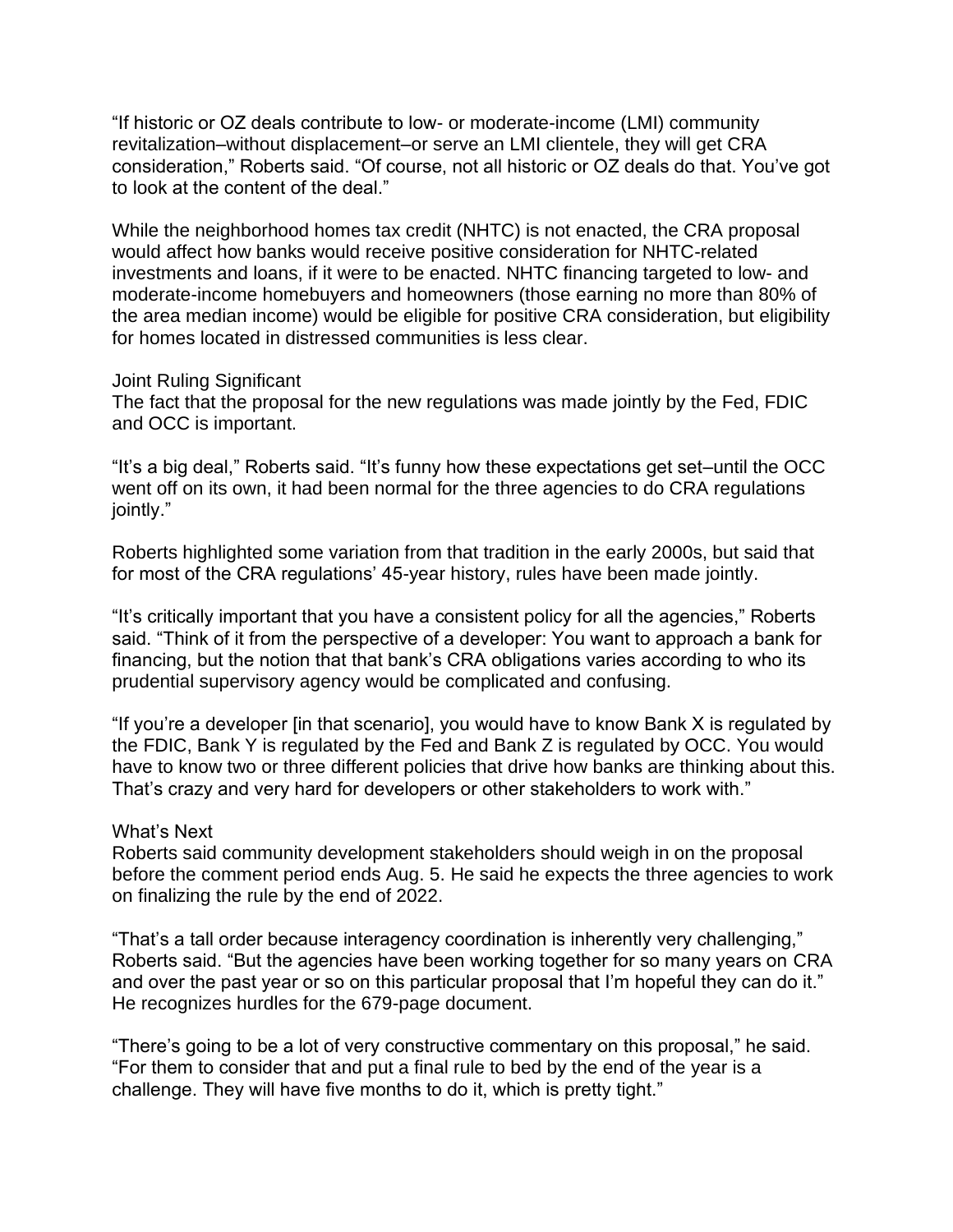"If historic or OZ deals contribute to low- or moderate-income (LMI) community revitalization–without displacement–or serve an LMI clientele, they will get CRA consideration," Roberts said. "Of course, not all historic or OZ deals do that. You've got to look at the content of the deal."

While the neighborhood homes tax credit (NHTC) is not enacted, the CRA proposal would affect how banks would receive positive consideration for NHTC-related investments and loans, if it were to be enacted. NHTC financing targeted to low- and moderate-income homebuyers and homeowners (those earning no more than 80% of the area median income) would be eligible for positive CRA consideration, but eligibility for homes located in distressed communities is less clear.

## Joint Ruling Significant

The fact that the proposal for the new regulations was made jointly by the Fed, FDIC and OCC is important.

"It's a big deal," Roberts said. "It's funny how these expectations get set–until the OCC went off on its own, it had been normal for the three agencies to do CRA regulations jointly."

Roberts highlighted some variation from that tradition in the early 2000s, but said that for most of the CRA regulations' 45-year history, rules have been made jointly.

"It's critically important that you have a consistent policy for all the agencies," Roberts said. "Think of it from the perspective of a developer: You want to approach a bank for financing, but the notion that that bank's CRA obligations varies according to who its prudential supervisory agency would be complicated and confusing.

"If you're a developer [in that scenario], you would have to know Bank X is regulated by the FDIC, Bank Y is regulated by the Fed and Bank Z is regulated by OCC. You would have to know two or three different policies that drive how banks are thinking about this. That's crazy and very hard for developers or other stakeholders to work with."

## What's Next

Roberts said community development stakeholders should weigh in on the proposal before the comment period ends Aug. 5. He said he expects the three agencies to work on finalizing the rule by the end of 2022.

"That's a tall order because interagency coordination is inherently very challenging," Roberts said. "But the agencies have been working together for so many years on CRA and over the past year or so on this particular proposal that I'm hopeful they can do it." He recognizes hurdles for the 679-page document.

"There's going to be a lot of very constructive commentary on this proposal," he said. "For them to consider that and put a final rule to bed by the end of the year is a challenge. They will have five months to do it, which is pretty tight."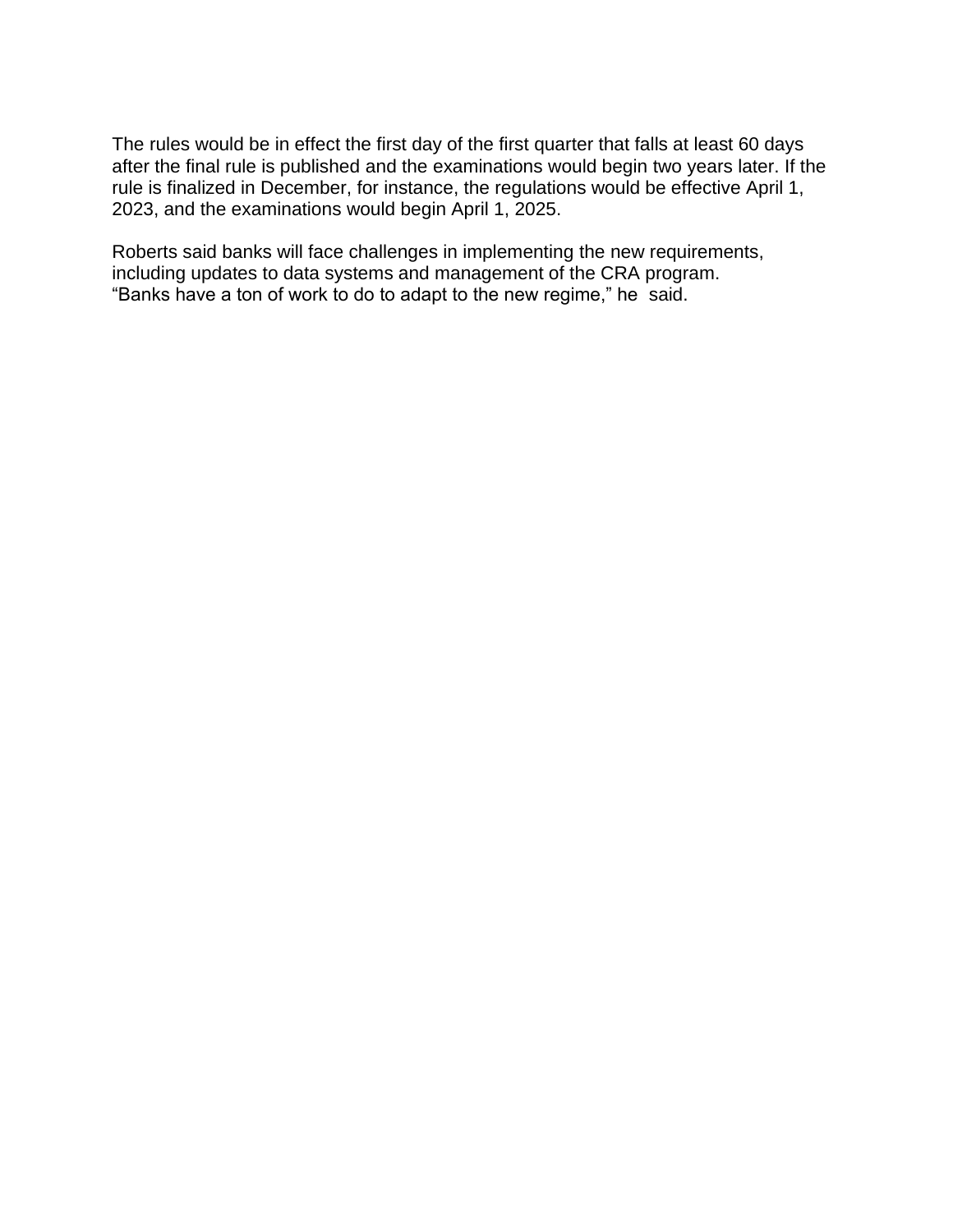The rules would be in effect the first day of the first quarter that falls at least 60 days after the final rule is published and the examinations would begin two years later. If the rule is finalized in December, for instance, the regulations would be effective April 1, 2023, and the examinations would begin April 1, 2025.

Roberts said banks will face challenges in implementing the new requirements, including updates to data systems and management of the CRA program.
"Banks have a ton of work to do to adapt to the new regime," he said.